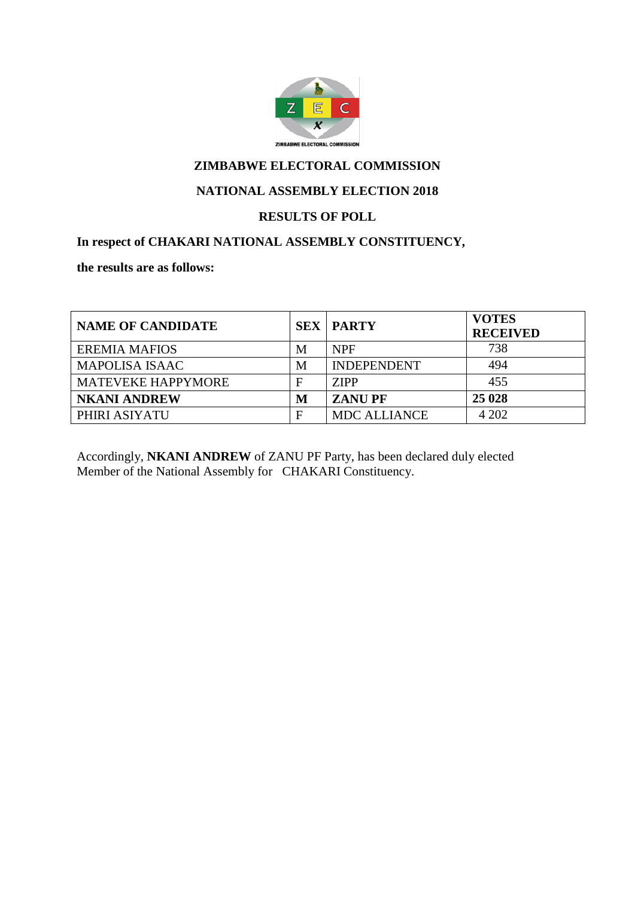ZIMBABWE ELECTORAL COMMISSION

# ZIMBABWE ELECTORAL COMMISSION

## NATIONAL ASSEMBLY ELECTION 2018

## RESULTS OF POLL

**In respect of CHAKARI NATIONAL ASSEMBLY CONSTITUENCY,**

**the results are as follows:**

| NAME OF CANDIDATE | SEX | PARTY | VOTES RECEIVED |
|---|---|---|---|
| EREMIA MAFIOS | M | NPF | 738 |
| MAPOLISA ISAAC | M | INDEPENDENT | 494 |
| MATEVEKE HAPPYMORE | F | ZIPP | 455 |
| **NKANI ANDREW** | **M** | **ZANU PF** | **25 028** |
| PHIRI ASIYATU | F | MDC ALLIANCE | 4 202 |

Accordingly, **NKANI ANDREW** of ZANU PF Party, has been declared duly elected Member of the National Assembly for CHAKARI Constituency.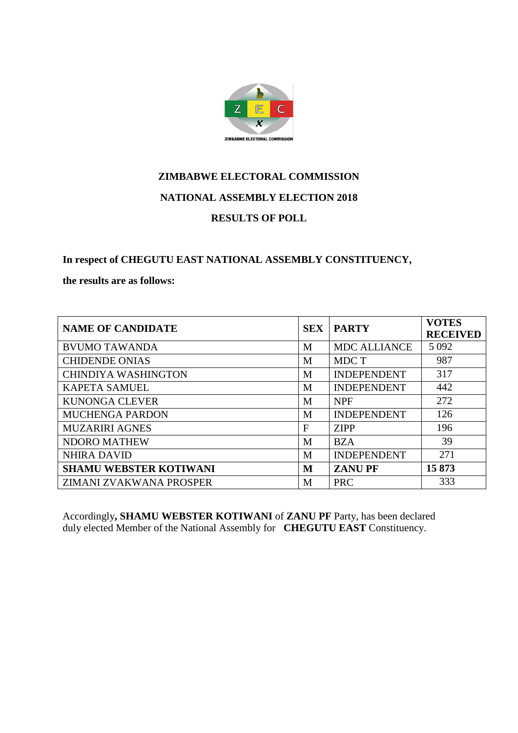**ZIMBABWE ELECTORAL COMMISSION**

**NATIONAL ASSEMBLY ELECTION 2018**

**RESULTS OF POLL**

**In respect of CHEGUTU EAST NATIONAL ASSEMBLY CONSTITUENCY,**

**the results are as follows:**

| NAME OF CANDIDATE | SEX | PARTY | VOTES RECEIVED |
|---|---|---|---|
| BVUMO TAWANDA | M | MDC ALLIANCE | 5 092 |
| CHIDENDE ONIAS | M | MDC T | 987 |
| CHINDIYA WASHINGTON | M | INDEPENDENT | 317 |
| KAPETA SAMUEL | M | INDEPENDENT | 442 |
| KUNONGA CLEVER | M | NPF | 272 |
| MUCHENGA PARDON | M | INDEPENDENT | 126 |
| MUZARIRI AGNES | F | ZIPP | 196 |
| NDORO MATHEW | M | BZA | 39 |
| NHIRA DAVID | M | INDEPENDENT | 271 |
| **SHAMU WEBSTER KOTIWANI** | **M** | **ZANU PF** | **15 873** |
| ZIMANI ZVAKWANA PROSPER | M | PRC | 333 |

Accordingly**, SHAMU WEBSTER KOTIWANI** of **ZANU PF** Party, has been declared duly elected Member of the National Assembly for **CHEGUTU EAST** Constituency.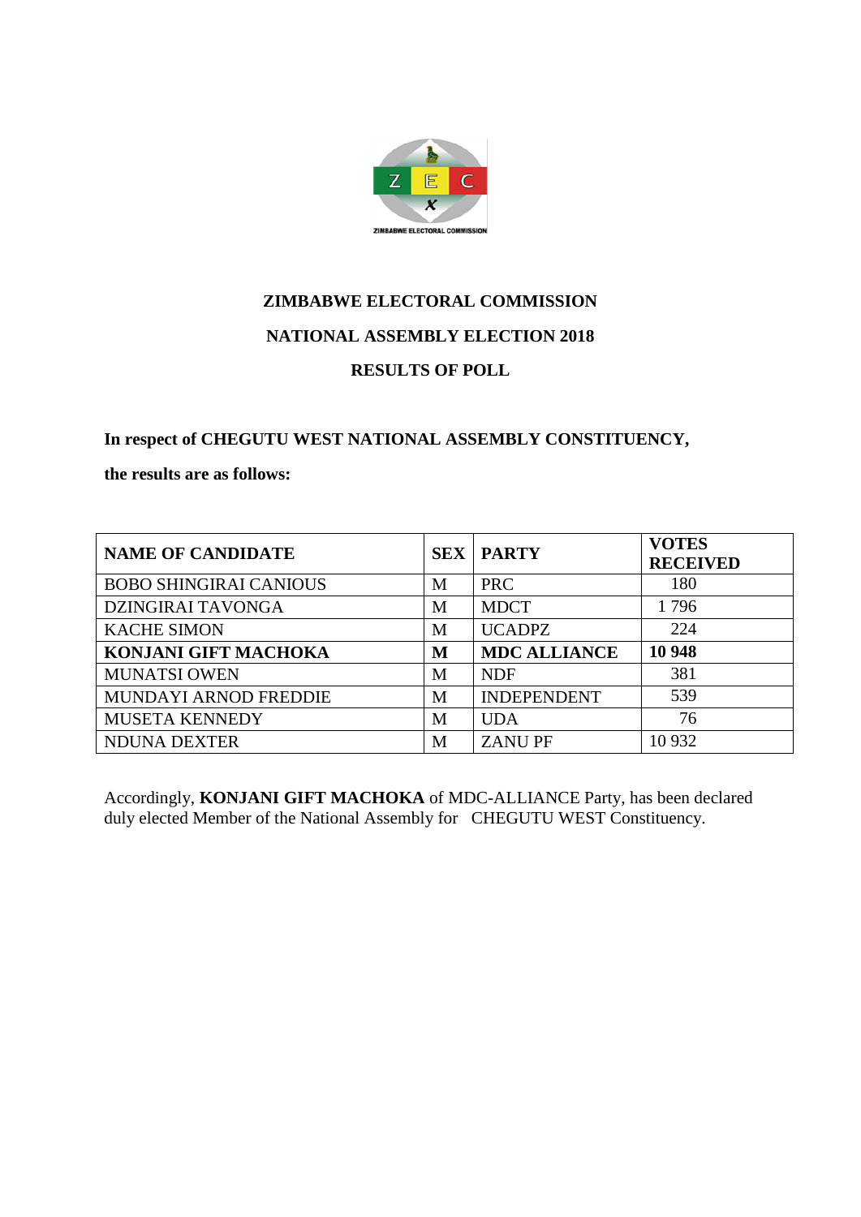**ZIMBABWE ELECTORAL COMMISSION**

**NATIONAL ASSEMBLY ELECTION 2018**

**RESULTS OF POLL**

**In respect of CHEGUTU WEST NATIONAL ASSEMBLY CONSTITUENCY,**

**the results are as follows:**

| NAME OF CANDIDATE | SEX | PARTY | VOTES RECEIVED |
|---|---|---|---|
| BOBO SHINGIRAI CANIOUS | M | PRC | 180 |
| DZINGIRAI TAVONGA | M | MDCT | 1 796 |
| KACHE SIMON | M | UCADPZ | 224 |
| **KONJANI GIFT MACHOKA** | **M** | **MDC ALLIANCE** | **10 948** |
| MUNATSI OWEN | M | NDF | 381 |
| MUNDAYI ARNOD FREDDIE | M | INDEPENDENT | 539 |
| MUSETA KENNEDY | M | UDA | 76 |
| NDUNA DEXTER | M | ZANU PF | 10 932 |

Accordingly, **KONJANI GIFT MACHOKA** of MDC-ALLIANCE Party, has been declared duly elected Member of the National Assembly for CHEGUTU WEST Constituency.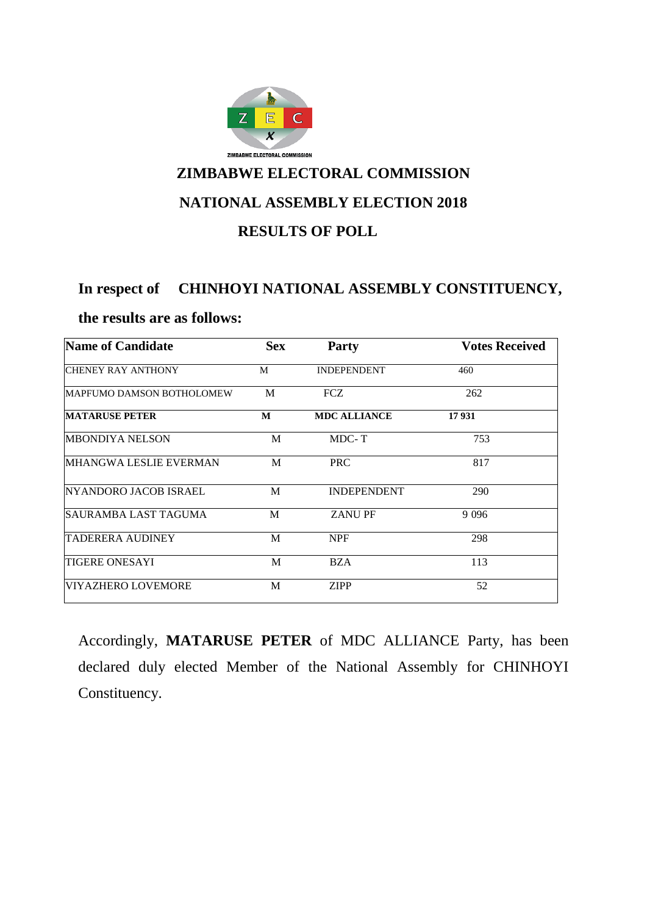ZIMBABWE ELECTORAL COMMISSION

# ZIMBABWE ELECTORAL COMMISSION

## NATIONAL ASSEMBLY ELECTION 2018

## RESULTS OF POLL

**In respect of CHINHOYI NATIONAL ASSEMBLY CONSTITUENCY,**

**the results are as follows:**

| Name of Candidate | Sex | Party | Votes Received |
|---|---|---|---|
| CHENEY RAY ANTHONY | M | INDEPENDENT | 460 |
| MAPFUMO DAMSON BOTHOLOMEW | M | FCZ | 262 |
| **MATARUSE PETER** | **M** | **MDC ALLIANCE** | **17 931** |
| MBONDIYA NELSON | M | MDC- T | 753 |
| MHANGWA LESLIE EVERMAN | M | PRC | 817 |
| NYANDORO JACOB ISRAEL | M | INDEPENDENT | 290 |
| SAURAMBA LAST TAGUMA | M | ZANU PF | 9 096 |
| TADERERA AUDINEY | M | NPF | 298 |
| TIGERE ONESAYI | M | BZA | 113 |
| VIYAZHERO LOVEMORE | M | ZIPP | 52 |

Accordingly, **MATARUSE PETER** of MDC ALLIANCE Party, has been declared duly elected Member of the National Assembly for CHINHOYI Constituency.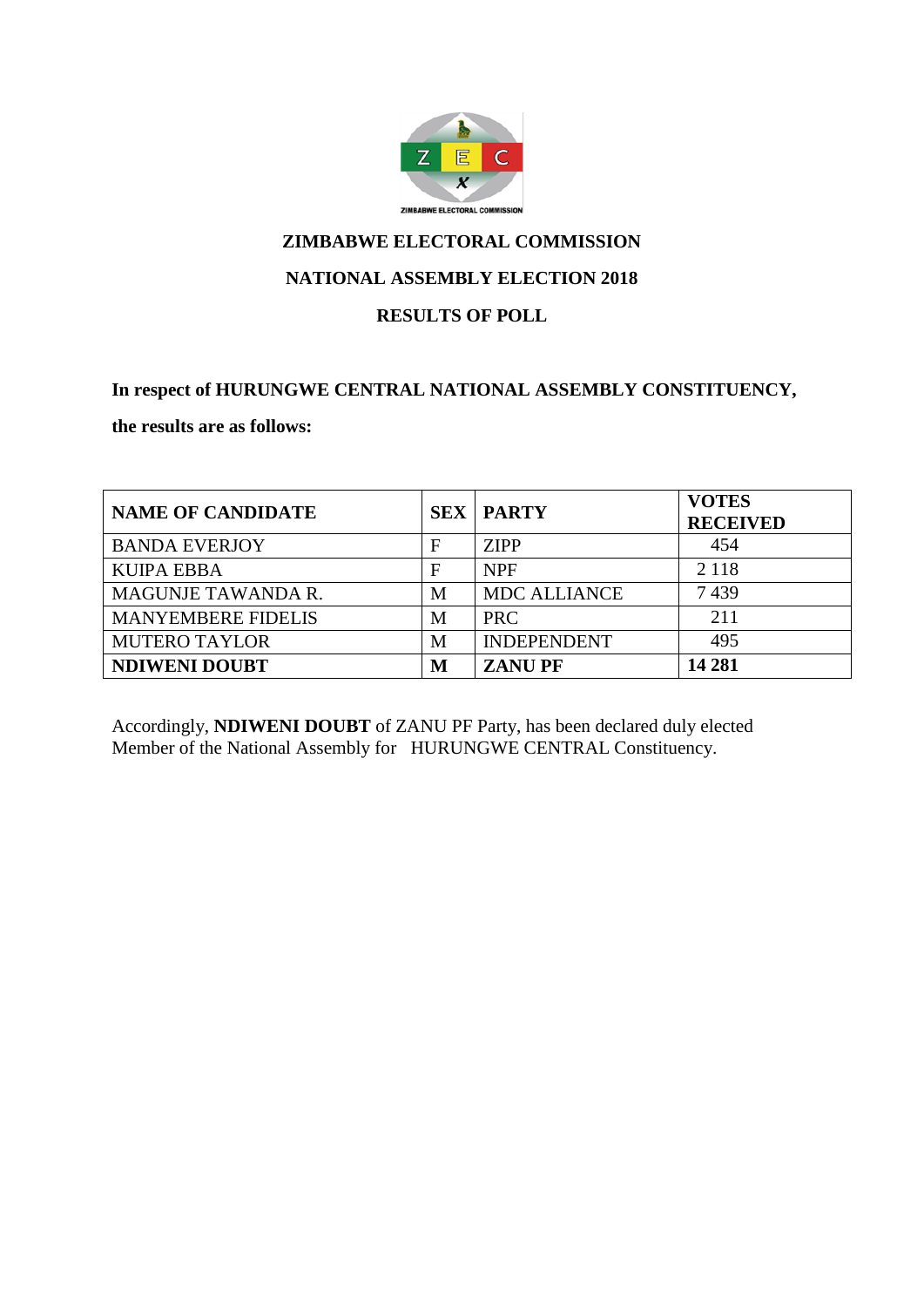ZIMBABWE ELECTORAL COMMISSION

# ZIMBABWE ELECTORAL COMMISSION

## NATIONAL ASSEMBLY ELECTION 2018

## RESULTS OF POLL

**In respect of HURUNGWE CENTRAL NATIONAL ASSEMBLY CONSTITUENCY,**

**the results are as follows:**

| NAME OF CANDIDATE | SEX | PARTY | VOTES RECEIVED |
|---|---|---|---|
| BANDA EVERJOY | F | ZIPP | 454 |
| KUIPA EBBA | F | NPF | 2 118 |
| MAGUNJE TAWANDA R. | M | MDC ALLIANCE | 7 439 |
| MANYEMBERE FIDELIS | M | PRC | 211 |
| MUTERO TAYLOR | M | INDEPENDENT | 495 |
| **NDIWENI DOUBT** | **M** | **ZANU PF** | **14 281** |

Accordingly, **NDIWENI DOUBT** of ZANU PF Party, has been declared duly elected Member of the National Assembly for HURUNGWE CENTRAL Constituency.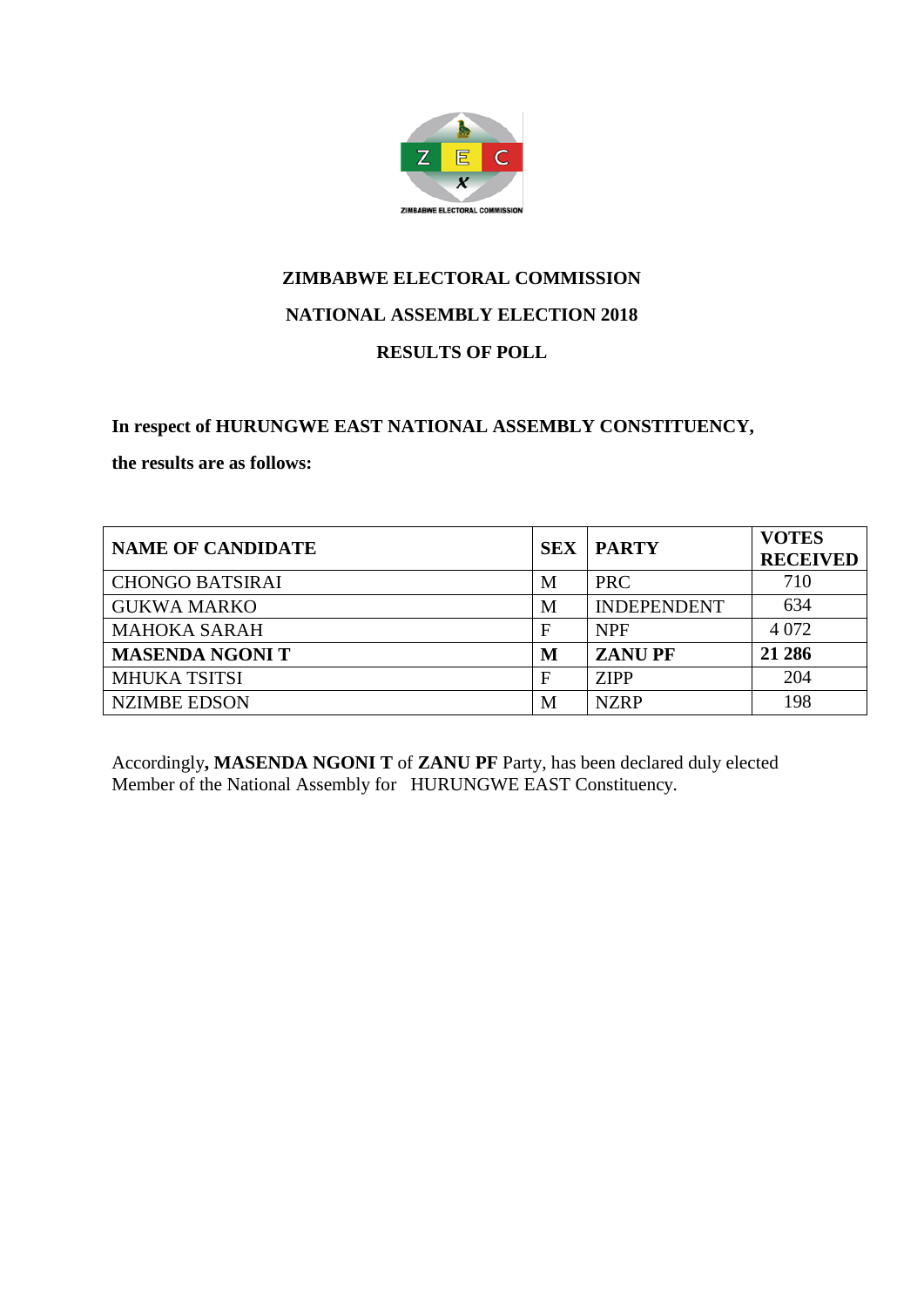**ZIMBABWE ELECTORAL COMMISSION**

**NATIONAL ASSEMBLY ELECTION 2018**

**RESULTS OF POLL**

**In respect of HURUNGWE EAST NATIONAL ASSEMBLY CONSTITUENCY,**

**the results are as follows:**

| NAME OF CANDIDATE | SEX | PARTY | VOTES RECEIVED |
|---|---|---|---|
| CHONGO BATSIRAI | M | PRC | 710 |
| GUKWA MARKO | M | INDEPENDENT | 634 |
| MAHOKA SARAH | F | NPF | 4 072 |
| **MASENDA NGONI T** | **M** | **ZANU PF** | **21 286** |
| MHUKA TSITSI | F | ZIPP | 204 |
| NZIMBE EDSON | M | NZRP | 198 |

Accordingly**, MASENDA NGONI T** of **ZANU PF** Party, has been declared duly elected Member of the National Assembly for HURUNGWE EAST Constituency.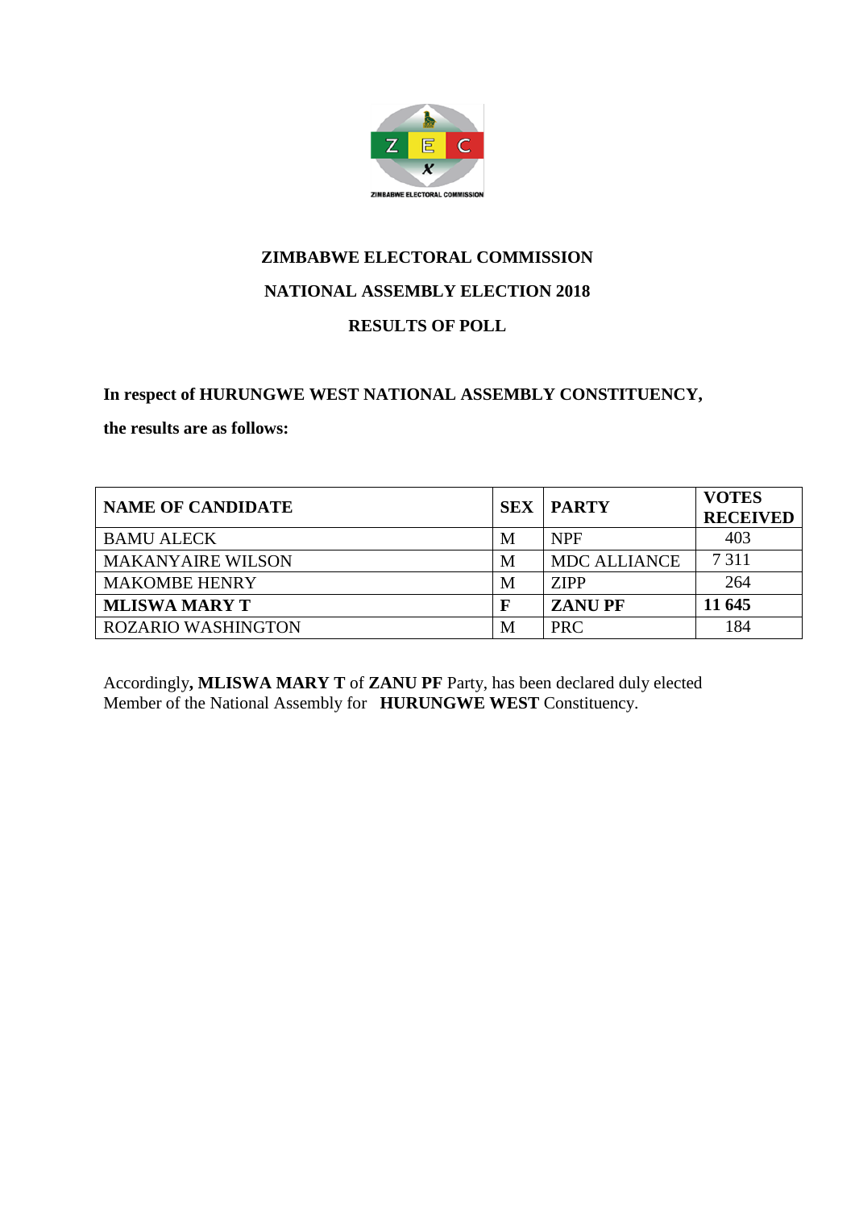ZIMBABWE ELECTORAL COMMISSION

## ZIMBABWE ELECTORAL COMMISSION

## NATIONAL ASSEMBLY ELECTION 2018

## RESULTS OF POLL

**In respect of HURUNGWE WEST NATIONAL ASSEMBLY CONSTITUENCY,**

**the results are as follows:**

| NAME OF CANDIDATE | SEX | PARTY | VOTES RECEIVED |
|---|---|---|---|
| BAMU ALECK | M | NPF | 403 |
| MAKANYAIRE WILSON | M | MDC ALLIANCE | 7 311 |
| MAKOMBE HENRY | M | ZIPP | 264 |
| **MLISWA MARY T** | **F** | **ZANU PF** | **11 645** |
| ROZARIO WASHINGTON | M | PRC | 184 |

Accordingly**, MLISWA MARY T** of **ZANU PF** Party, has been declared duly elected Member of the National Assembly for **HURUNGWE WEST** Constituency.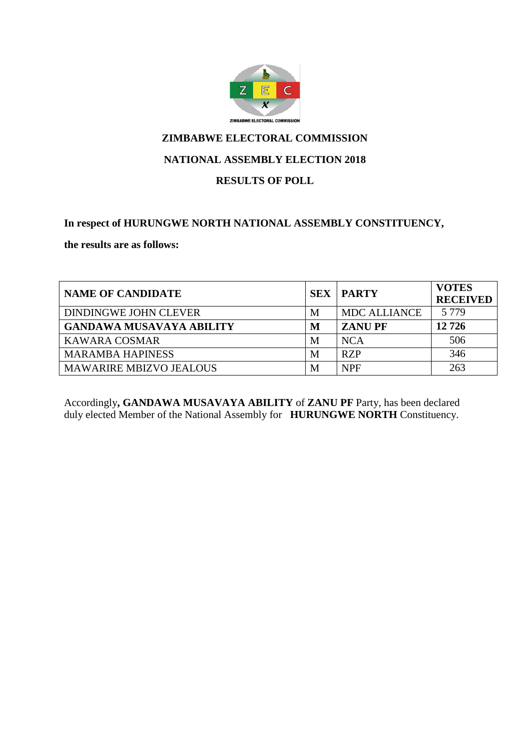# ZIMBABWE ELECTORAL COMMISSION

## NATIONAL ASSEMBLY ELECTION 2018

## RESULTS OF POLL

**In respect of HURUNGWE NORTH NATIONAL ASSEMBLY CONSTITUENCY,**

**the results are as follows:**

| NAME OF CANDIDATE | SEX | PARTY | VOTES RECEIVED |
|---|---|---|---|
| DINDINGWE JOHN CLEVER | M | MDC ALLIANCE | 5 779 |
| **GANDAWA MUSAVAYA ABILITY** | **M** | **ZANU PF** | **12 726** |
| KAWARA COSMAR | M | NCA | 506 |
| MARAMBA HAPINESS | M | RZP | 346 |
| MAWARIRE MBIZVO JEALOUS | M | NPF | 263 |

Accordingly**, GANDAWA MUSAVAYA ABILITY** of **ZANU PF** Party, has been declared duly elected Member of the National Assembly for **HURUNGWE NORTH** Constituency.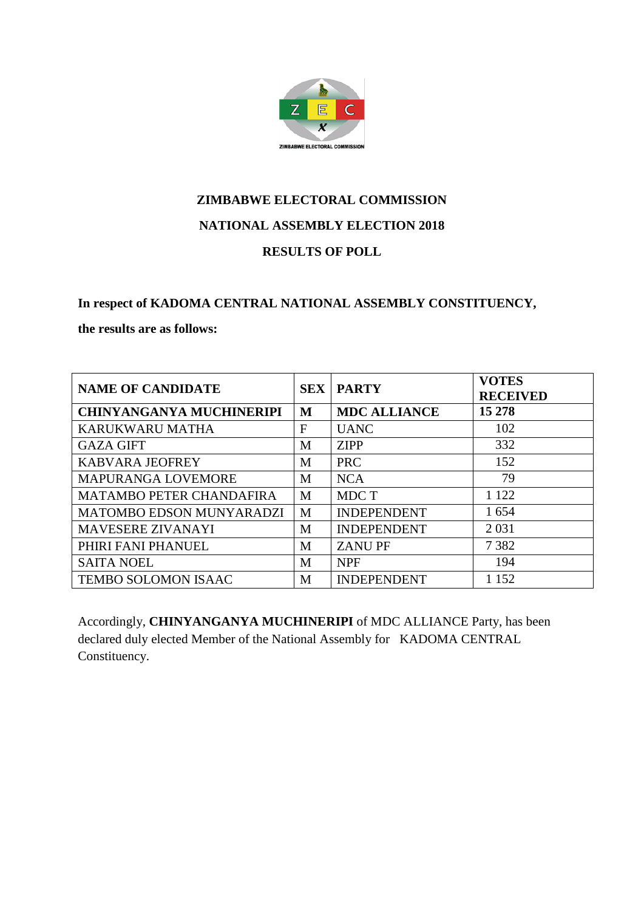**ZIMBABWE ELECTORAL COMMISSION**

**NATIONAL ASSEMBLY ELECTION 2018**

**RESULTS OF POLL**

**In respect of KADOMA CENTRAL NATIONAL ASSEMBLY CONSTITUENCY, the results are as follows:**

| NAME OF CANDIDATE | SEX | PARTY | VOTES RECEIVED |
|---|---|---|---|
| **CHINYANGANYA MUCHINERIPI** | **M** | **MDC ALLIANCE** | **15 278** |
| KARUKWARU MATHA | F | UANC | 102 |
| GAZA GIFT | M | ZIPP | 332 |
| KABVARA JEOFREY | M | PRC | 152 |
| MAPURANGA LOVEMORE | M | NCA | 79 |
| MATAMBO PETER CHANDAFIRA | M | MDC T | 1 122 |
| MATOMBO EDSON MUNYARADZI | M | INDEPENDENT | 1 654 |
| MAVESERE ZIVANAYI | M | INDEPENDENT | 2 031 |
| PHIRI FANI PHANUEL | M | ZANU PF | 7 382 |
| SAITA NOEL | M | NPF | 194 |
| TEMBO SOLOMON ISAAC | M | INDEPENDENT | 1 152 |

Accordingly, **CHINYANGANYA MUCHINERIPI** of MDC ALLIANCE Party, has been declared duly elected Member of the National Assembly for KADOMA CENTRAL Constituency.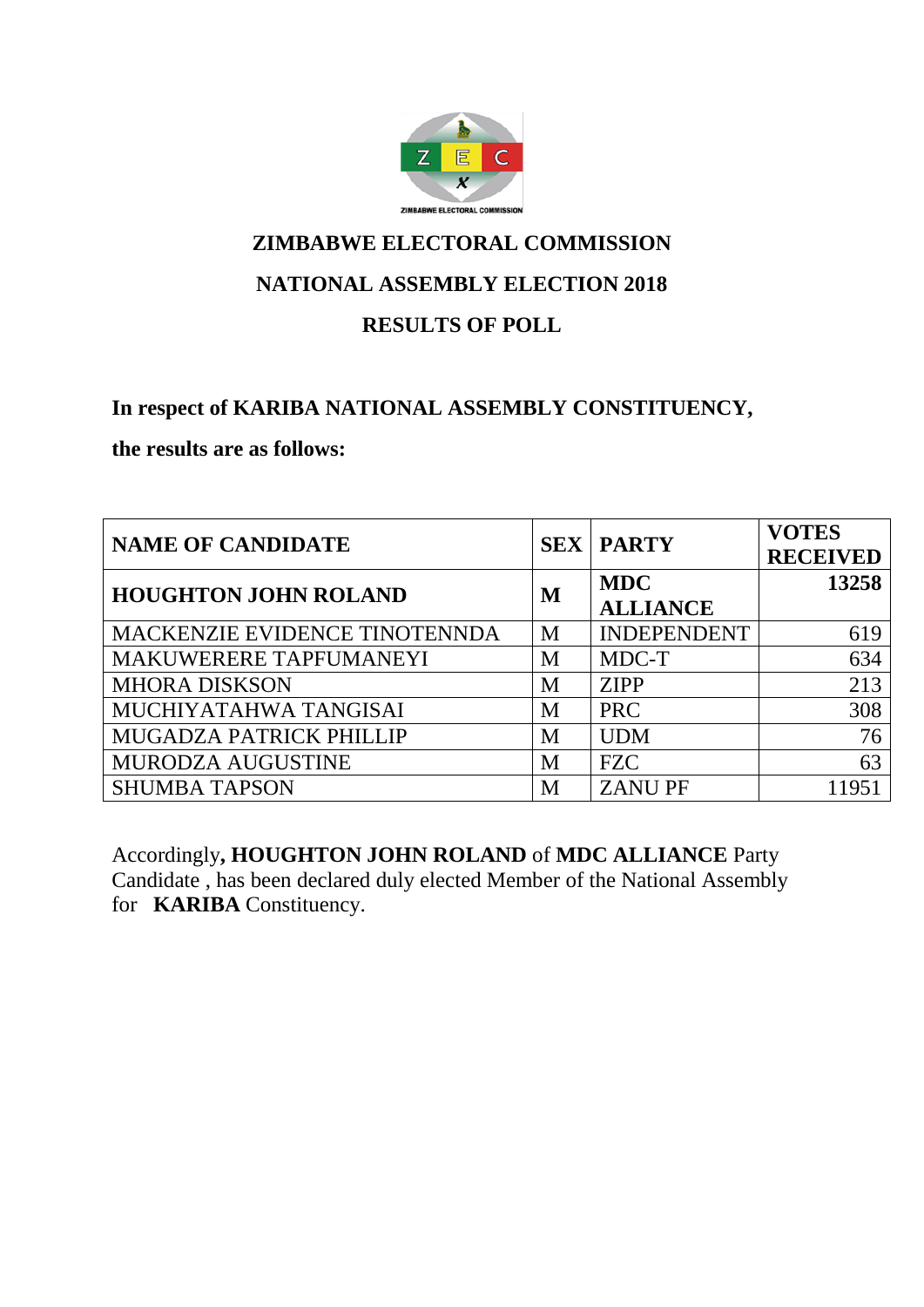ZIMBABWE ELECTORAL COMMISSION

# ZIMBABWE ELECTORAL COMMISSION

## NATIONAL ASSEMBLY ELECTION 2018

## RESULTS OF POLL

**In respect of KARIBA NATIONAL ASSEMBLY CONSTITUENCY,**

**the results are as follows:**

| NAME OF CANDIDATE | SEX | PARTY | VOTES RECEIVED |
|---|---|---|---|
| **HOUGHTON JOHN ROLAND** | **M** | **MDC ALLIANCE** | **13258** |
| MACKENZIE EVIDENCE TINOTENNDA | M | INDEPENDENT | 619 |
| MAKUWERERE TAPFUMANEYI | M | MDC-T | 634 |
| MHORA DISKSON | M | ZIPP | 213 |
| MUCHIYATAHWA TANGISAI | M | PRC | 308 |
| MUGADZA PATRICK PHILLIP | M | UDM | 76 |
| MURODZA AUGUSTINE | M | FZC | 63 |
| SHUMBA TAPSON | M | ZANU PF | 11951 |

Accordingly**, HOUGHTON JOHN ROLAND** of **MDC ALLIANCE** Party Candidate , has been declared duly elected Member of the National Assembly for **KARIBA** Constituency.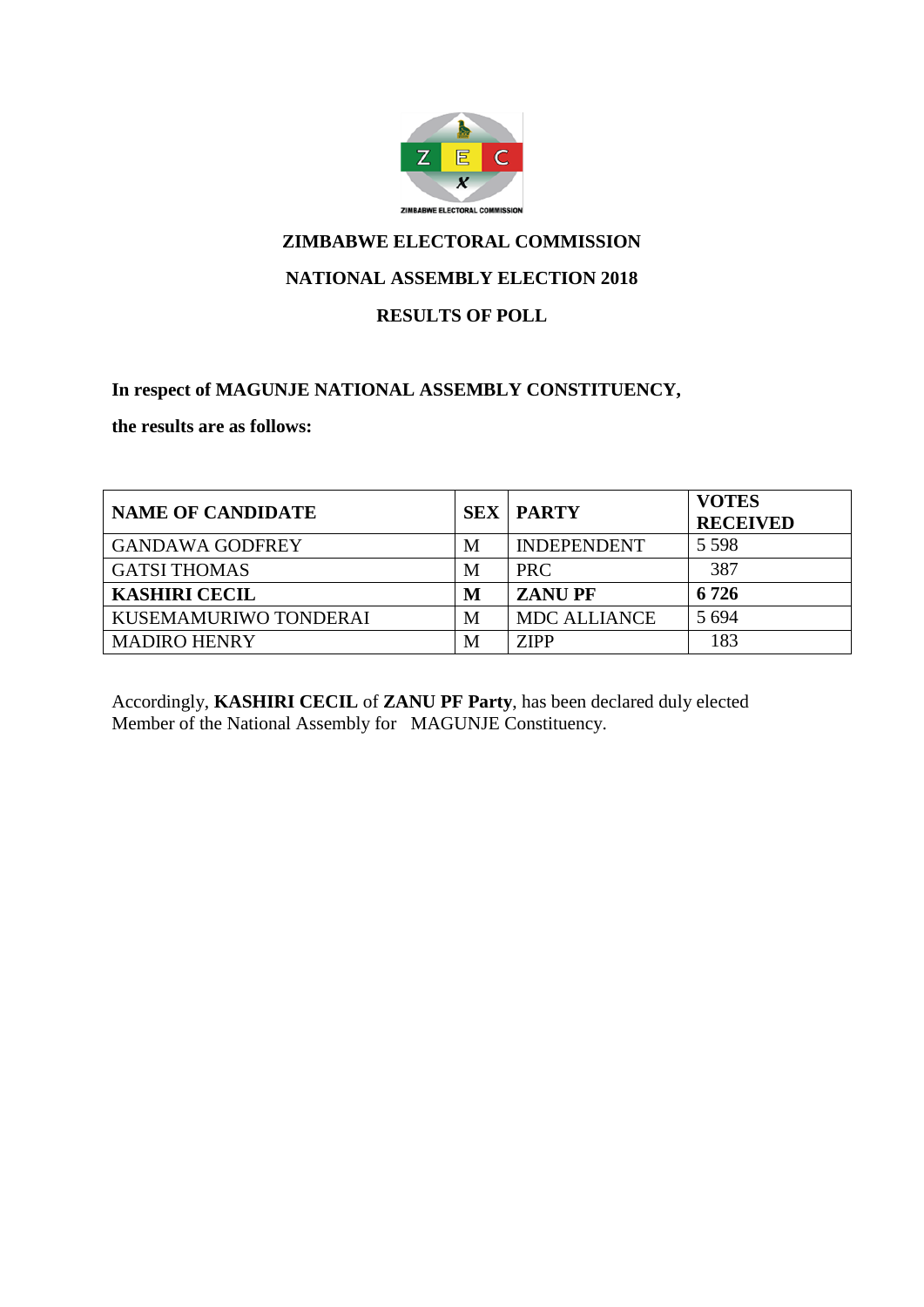ZIMBABWE ELECTORAL COMMISSION

# ZIMBABWE ELECTORAL COMMISSION

## NATIONAL ASSEMBLY ELECTION 2018

## RESULTS OF POLL

**In respect of MAGUNJE NATIONAL ASSEMBLY CONSTITUENCY,**

**the results are as follows:**

| NAME OF CANDIDATE | SEX | PARTY | VOTES RECEIVED |
|---|---|---|---|
| GANDAWA GODFREY | M | INDEPENDENT | 5 598 |
| GATSI THOMAS | M | PRC | 387 |
| **KASHIRI CECIL** | **M** | **ZANU PF** | **6 726** |
| KUSEMAMURIWO TONDERAI | M | MDC ALLIANCE | 5 694 |
| MADIRO HENRY | M | ZIPP | 183 |

Accordingly, **KASHIRI CECIL** of **ZANU PF Party**, has been declared duly elected Member of the National Assembly for MAGUNJE Constituency.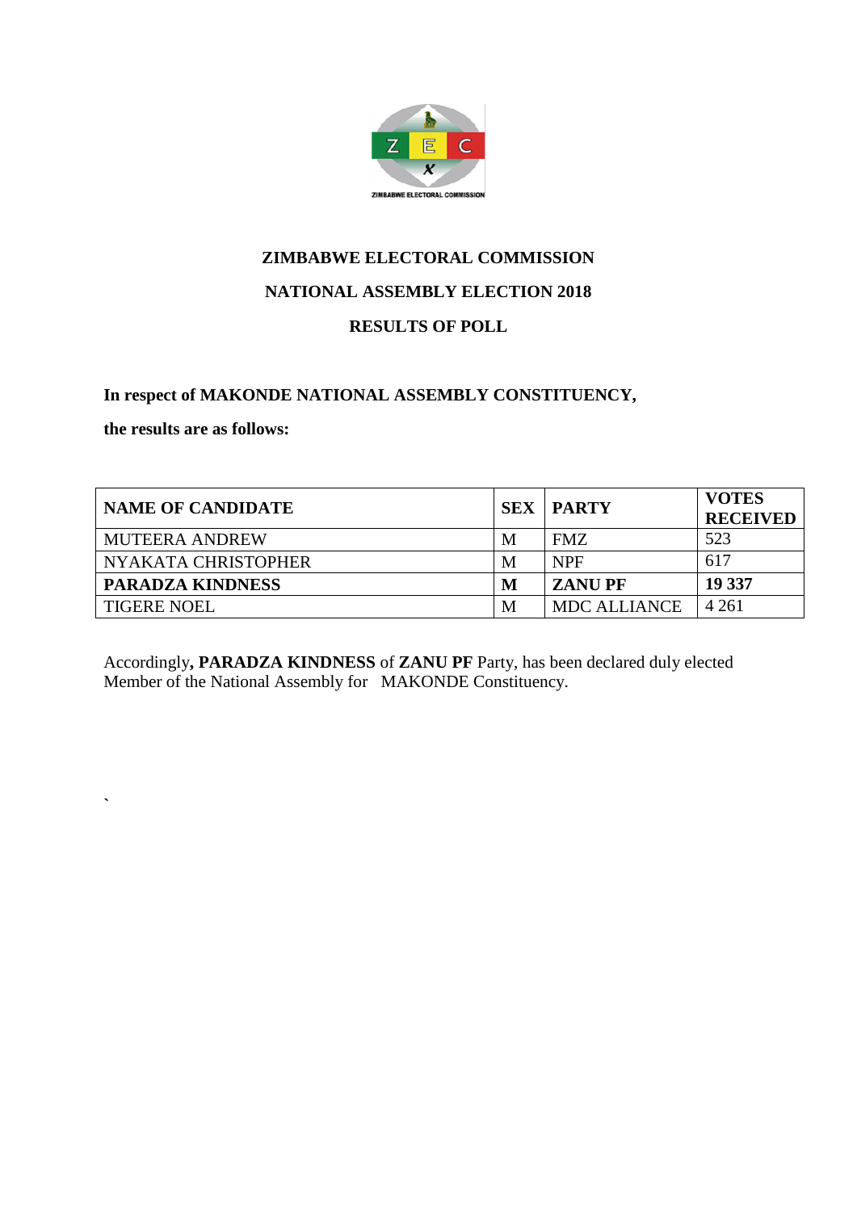ZIMBABWE ELECTORAL COMMISSION

**ZIMBABWE ELECTORAL COMMISSION**

**NATIONAL ASSEMBLY ELECTION 2018**

**RESULTS OF POLL**

**In respect of MAKONDE NATIONAL ASSEMBLY CONSTITUENCY,**

**the results are as follows:**

| NAME OF CANDIDATE | SEX | PARTY | VOTES RECEIVED |
|---|---|---|---|
| MUTEERA ANDREW | M | FMZ | 523 |
| NYAKATA CHRISTOPHER | M | NPF | 617 |
| **PARADZA KINDNESS** | **M** | **ZANU PF** | **19 337** |
| TIGERE NOEL | M | MDC ALLIANCE | 4 261 |

Accordingly**, PARADZA KINDNESS** of **ZANU PF** Party, has been declared duly elected Member of the National Assembly for MAKONDE Constituency.

`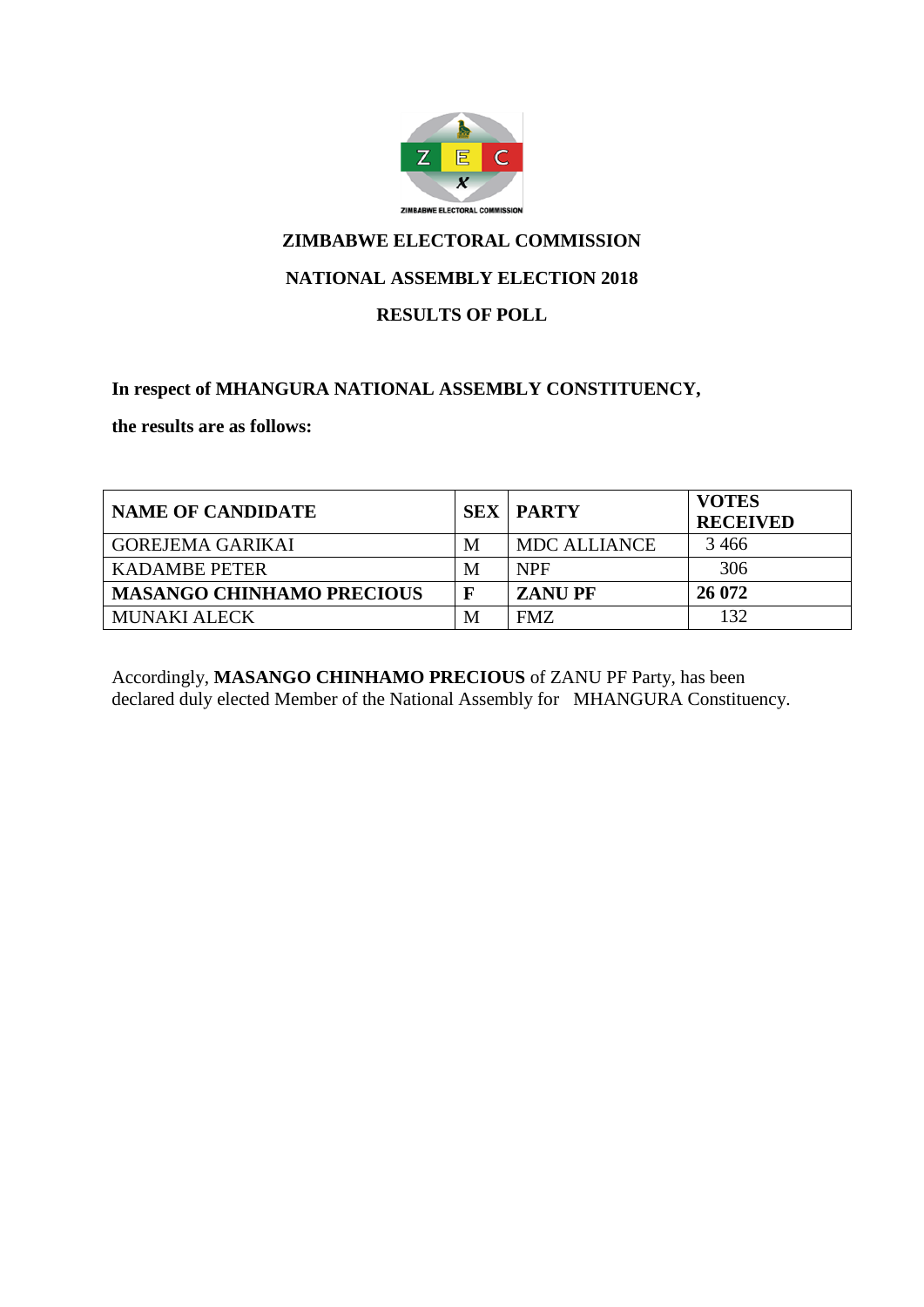**ZIMBABWE ELECTORAL COMMISSION**

**NATIONAL ASSEMBLY ELECTION 2018**

**RESULTS OF POLL**

**In respect of MHANGURA NATIONAL ASSEMBLY CONSTITUENCY,**

**the results are as follows:**

| NAME OF CANDIDATE | SEX | PARTY | VOTES RECEIVED |
|---|---|---|---|
| GOREJEMA GARIKAI | M | MDC ALLIANCE | 3 466 |
| KADAMBE PETER | M | NPF | 306 |
| **MASANGO CHINHAMO PRECIOUS** | **F** | **ZANU PF** | **26 072** |
| MUNAKI ALECK | M | FMZ | 132 |

Accordingly, **MASANGO CHINHAMO PRECIOUS** of ZANU PF Party, has been declared duly elected Member of the National Assembly for MHANGURA Constituency.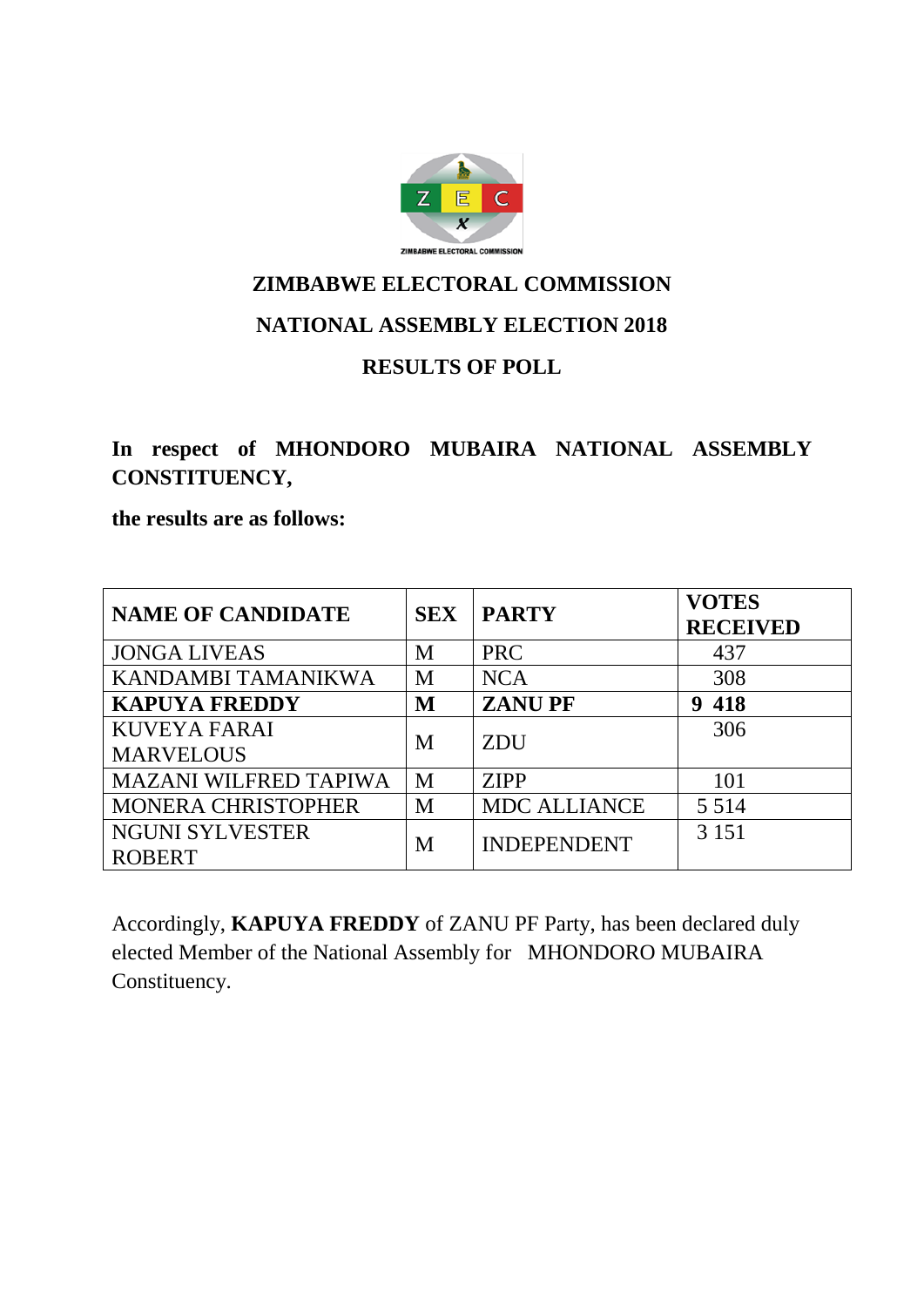**ZIMBABWE ELECTORAL COMMISSION**

**NATIONAL ASSEMBLY ELECTION 2018**

**RESULTS OF POLL**

**In respect of MHONDORO MUBAIRA NATIONAL ASSEMBLY CONSTITUENCY,**

**the results are as follows:**

| NAME OF CANDIDATE | SEX | PARTY | VOTES RECEIVED |
|---|---|---|---|
| JONGA LIVEAS | M | PRC | 437 |
| KANDAMBI TAMANIKWA | M | NCA | 308 |
| **KAPUYA FREDDY** | **M** | **ZANU PF** | **9 418** |
| KUVEYA FARAI MARVELOUS | M | ZDU | 306 |
| MAZANI WILFRED TAPIWA | M | ZIPP | 101 |
| MONERA CHRISTOPHER | M | MDC ALLIANCE | 5 514 |
| NGUNI SYLVESTER ROBERT | M | INDEPENDENT | 3 151 |

Accordingly, **KAPUYA FREDDY** of ZANU PF Party, has been declared duly elected Member of the National Assembly for MHONDORO MUBAIRA Constituency.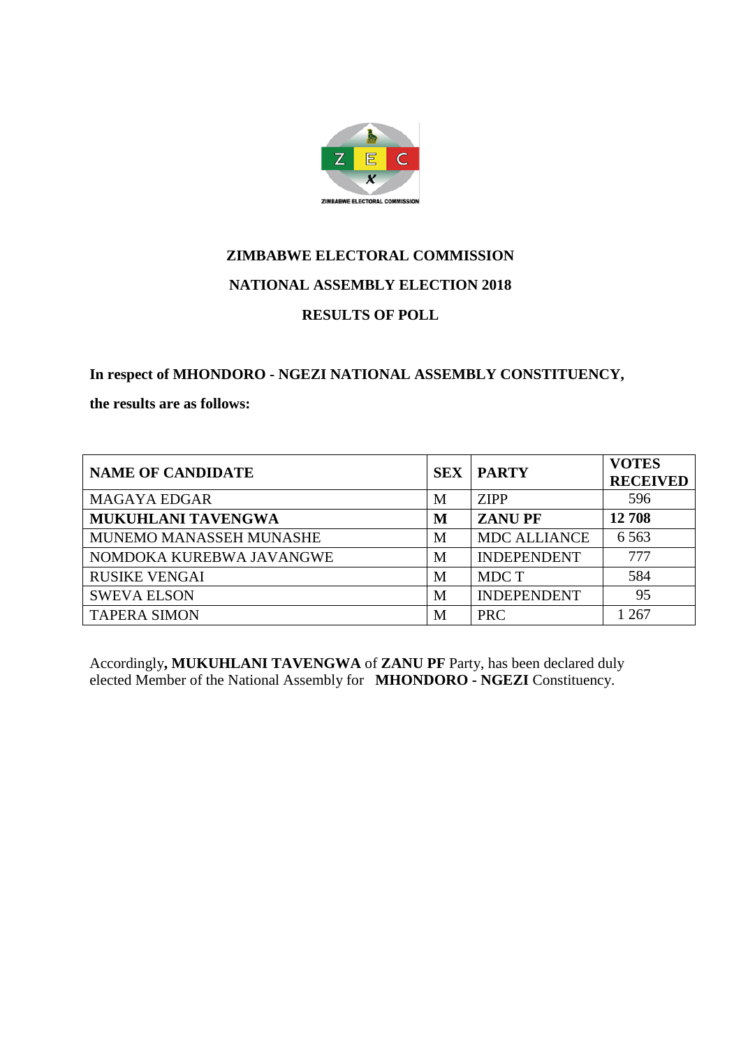**ZIMBABWE ELECTORAL COMMISSION**

**NATIONAL ASSEMBLY ELECTION 2018**

**RESULTS OF POLL**

**In respect of MHONDORO - NGEZI NATIONAL ASSEMBLY CONSTITUENCY,**

**the results are as follows:**

| NAME OF CANDIDATE | SEX | PARTY | VOTES RECEIVED |
|---|---|---|---|
| MAGAYA EDGAR | M | ZIPP | 596 |
| **MUKUHLANI TAVENGWA** | **M** | **ZANU PF** | **12 708** |
| MUNEMO MANASSEH MUNASHE | M | MDC ALLIANCE | 6 563 |
| NOMDOKA KUREBWA JAVANGWE | M | INDEPENDENT | 777 |
| RUSIKE VENGAI | M | MDC T | 584 |
| SWEVA ELSON | M | INDEPENDENT | 95 |
| TAPERA SIMON | M | PRC | 1 267 |

Accordingly**, MUKUHLANI TAVENGWA** of **ZANU PF** Party, has been declared duly elected Member of the National Assembly for **MHONDORO - NGEZI** Constituency.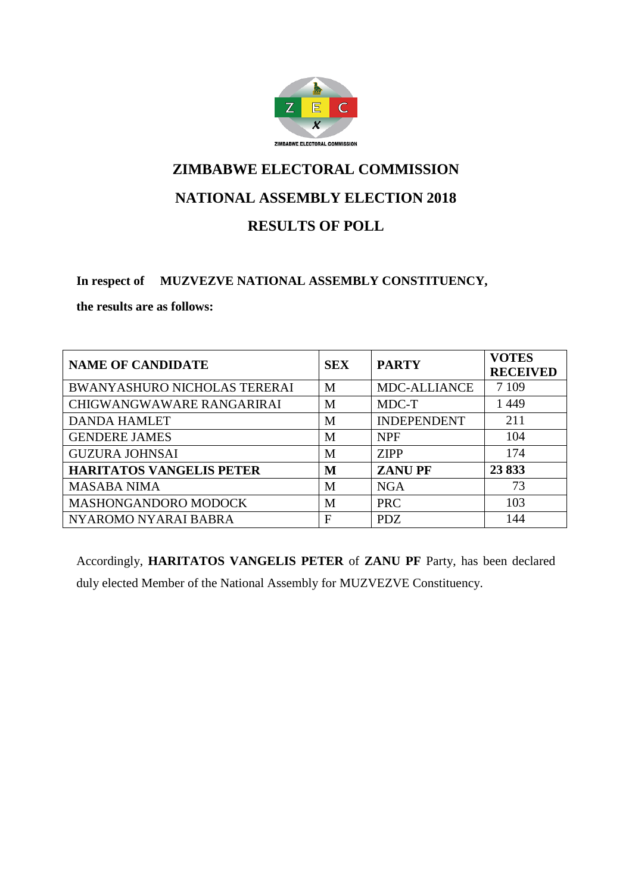ZIMBABWE ELECTORAL COMMISSION

# ZIMBABWE ELECTORAL COMMISSION

## NATIONAL ASSEMBLY ELECTION 2018

## RESULTS OF POLL

**In respect of MUZVEZVE NATIONAL ASSEMBLY CONSTITUENCY,**

**the results are as follows:**

| NAME OF CANDIDATE | SEX | PARTY | VOTES RECEIVED |
|---|---|---|---|
| BWANYASHURO NICHOLAS TERERAI | M | MDC-ALLIANCE | 7 109 |
| CHIGWANGWAWARE RANGARIRAI | M | MDC-T | 1 449 |
| DANDA HAMLET | M | INDEPENDENT | 211 |
| GENDERE JAMES | M | NPF | 104 |
| GUZURA JOHNSAI | M | ZIPP | 174 |
| **HARITATOS VANGELIS PETER** | **M** | **ZANU PF** | **23 833** |
| MASABA NIMA | M | NGA | 73 |
| MASHONGANDORO MODOCK | M | PRC | 103 |
| NYAROMO NYARAI BABRA | F | PDZ | 144 |

Accordingly, **HARITATOS VANGELIS PETER** of **ZANU PF** Party, has been declared duly elected Member of the National Assembly for MUZVEZVE Constituency.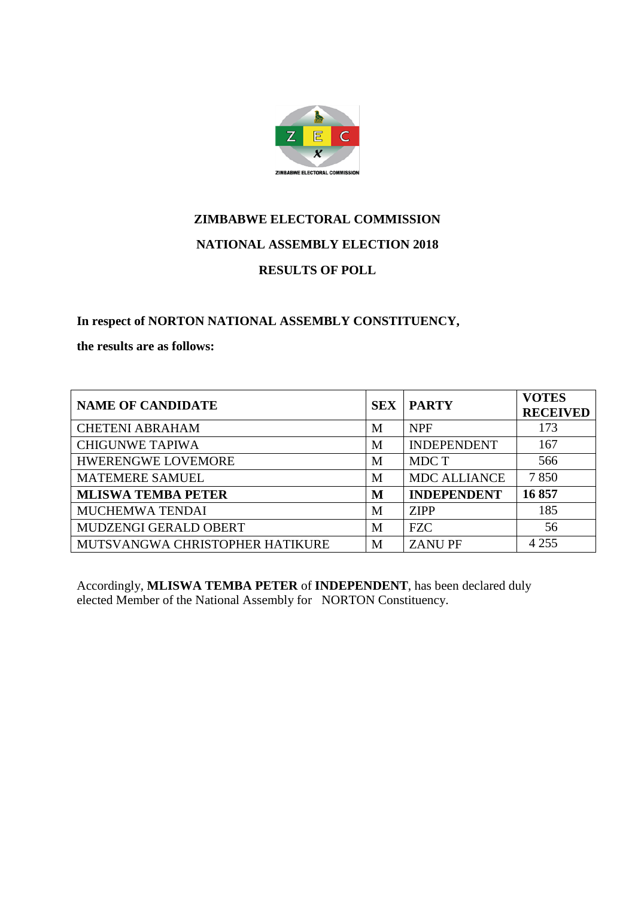ZIMBABWE ELECTORAL COMMISSION

**ZIMBABWE ELECTORAL COMMISSION**

**NATIONAL ASSEMBLY ELECTION 2018**

**RESULTS OF POLL**

**In respect of NORTON NATIONAL ASSEMBLY CONSTITUENCY,**

**the results are as follows:**

| NAME OF CANDIDATE | SEX | PARTY | VOTES RECEIVED |
|---|---|---|---|
| CHETENI ABRAHAM | M | NPF | 173 |
| CHIGUNWE TAPIWA | M | INDEPENDENT | 167 |
| HWERENGWE LOVEMORE | M | MDC T | 566 |
| MATEMERE SAMUEL | M | MDC ALLIANCE | 7 850 |
| **MLISWA TEMBA PETER** | **M** | **INDEPENDENT** | **16 857** |
| MUCHEMWA TENDAI | M | ZIPP | 185 |
| MUDZENGI GERALD OBERT | M | FZC | 56 |
| MUTSVANGWA CHRISTOPHER HATIKURE | M | ZANU PF | 4 255 |

Accordingly, **MLISWA TEMBA PETER** of **INDEPENDENT**, has been declared duly elected Member of the National Assembly for NORTON Constituency.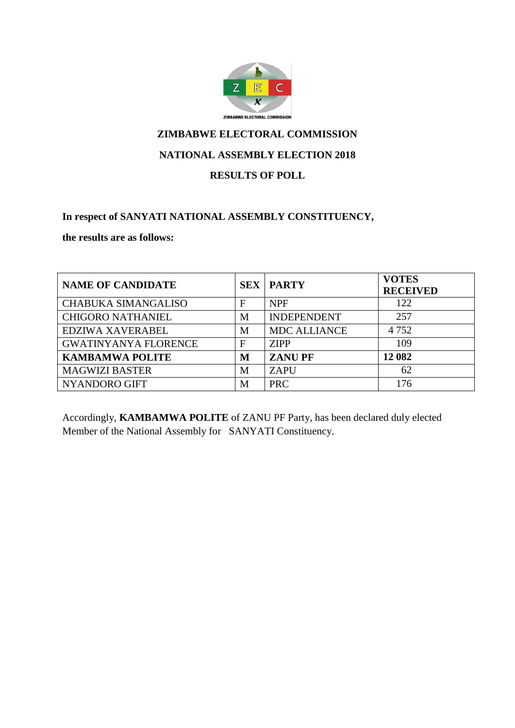ZIMBABWE ELECTORAL COMMISSION

# ZIMBABWE ELECTORAL COMMISSION

## NATIONAL ASSEMBLY ELECTION 2018

## RESULTS OF POLL

**In respect of SANYATI NATIONAL ASSEMBLY CONSTITUENCY,**

**the results are as follows:**

| NAME OF CANDIDATE | SEX | PARTY | VOTES RECEIVED |
|---|---|---|---|
| CHABUKA SIMANGALISO | F | NPF | 122 |
| CHIGORO NATHANIEL | M | INDEPENDENT | 257 |
| EDZIWA XAVERABEL | M | MDC ALLIANCE | 4 752 |
| GWATINYANYA FLORENCE | F | ZIPP | 109 |
| **KAMBAMWA POLITE** | **M** | **ZANU PF** | **12 082** |
| MAGWIZI BASTER | M | ZAPU | 62 |
| NYANDORO GIFT | M | PRC | 176 |

Accordingly, **KAMBAMWA POLITE** of ZANU PF Party, has been declared duly elected Member of the National Assembly for SANYATI Constituency.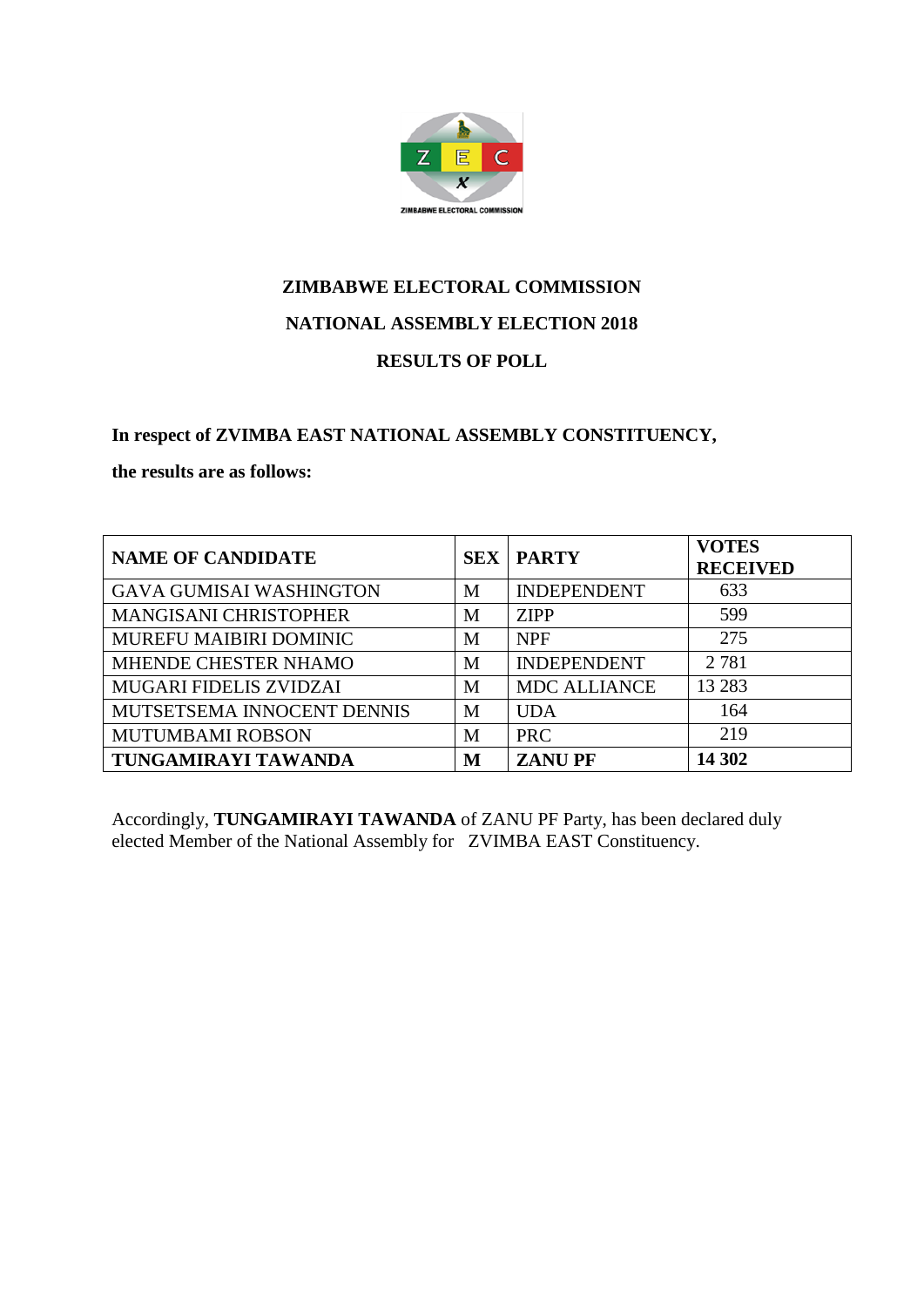ZIMBABWE ELECTORAL COMMISSION

# ZIMBABWE ELECTORAL COMMISSION

## NATIONAL ASSEMBLY ELECTION 2018

## RESULTS OF POLL

**In respect of ZVIMBA EAST NATIONAL ASSEMBLY CONSTITUENCY,**

**the results are as follows:**

| NAME OF CANDIDATE | SEX | PARTY | VOTES RECEIVED |
|---|---|---|---|
| GAVA GUMISAI WASHINGTON | M | INDEPENDENT | 633 |
| MANGISANI CHRISTOPHER | M | ZIPP | 599 |
| MUREFU MAIBIRI DOMINIC | M | NPF | 275 |
| MHENDE CHESTER NHAMO | M | INDEPENDENT | 2 781 |
| MUGARI FIDELIS ZVIDZAI | M | MDC ALLIANCE | 13 283 |
| MUTSETSEMA INNOCENT DENNIS | M | UDA | 164 |
| MUTUMBAMI ROBSON | M | PRC | 219 |
| **TUNGAMIRAYI TAWANDA** | **M** | **ZANU PF** | **14 302** |

Accordingly, **TUNGAMIRAYI TAWANDA** of ZANU PF Party, has been declared duly elected Member of the National Assembly for ZVIMBA EAST Constituency.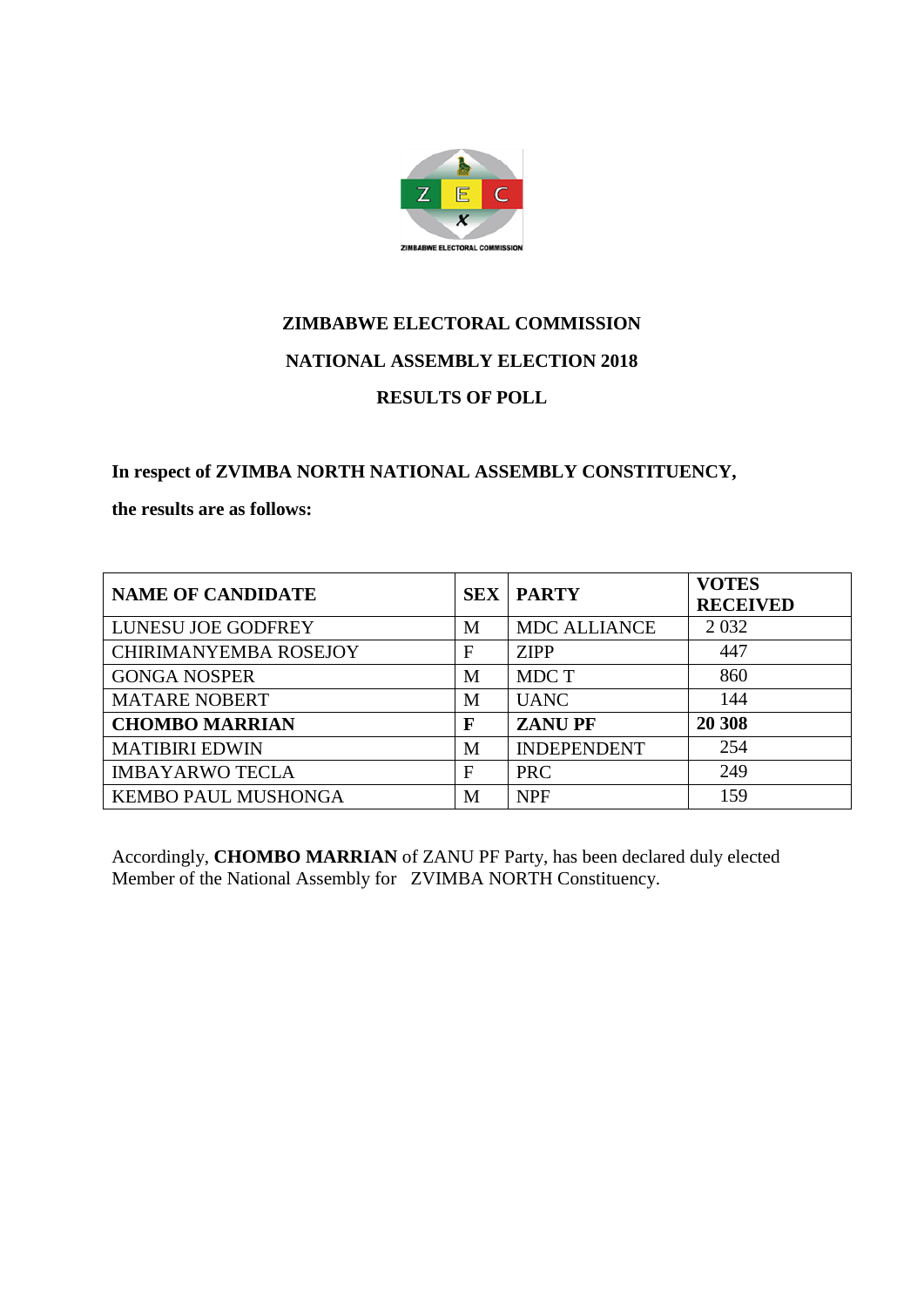# ZIMBABWE ELECTORAL COMMISSION

## NATIONAL ASSEMBLY ELECTION 2018

## RESULTS OF POLL

**In respect of ZVIMBA NORTH NATIONAL ASSEMBLY CONSTITUENCY,**

**the results are as follows:**

| NAME OF CANDIDATE | SEX | PARTY | VOTES RECEIVED |
|---|---|---|---|
| LUNESU JOE GODFREY | M | MDC ALLIANCE | 2 032 |
| CHIRIMANYEMBA ROSEJOY | F | ZIPP | 447 |
| GONGA NOSPER | M | MDC T | 860 |
| MATARE NOBERT | M | UANC | 144 |
| **CHOMBO MARRIAN** | **F** | **ZANU PF** | **20 308** |
| MATIBIRI EDWIN | M | INDEPENDENT | 254 |
| IMBAYARWO TECLA | F | PRC | 249 |
| KEMBO PAUL MUSHONGA | M | NPF | 159 |

Accordingly, **CHOMBO MARRIAN** of ZANU PF Party, has been declared duly elected Member of the National Assembly for ZVIMBA NORTH Constituency.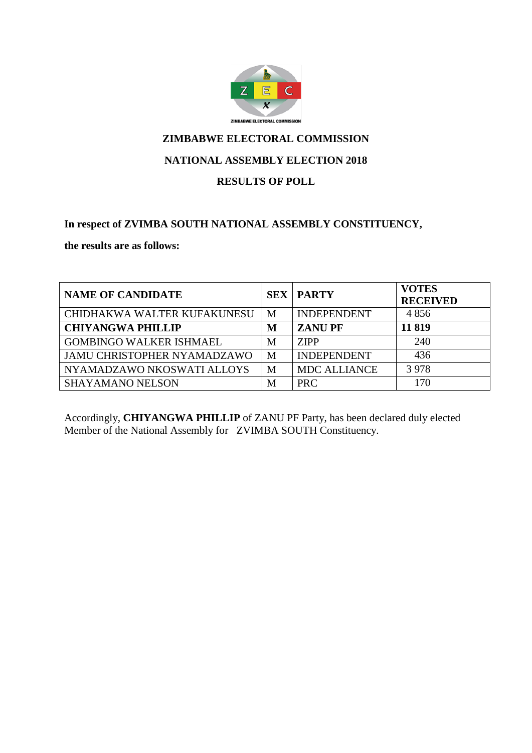# ZIMBABWE ELECTORAL COMMISSION

## NATIONAL ASSEMBLY ELECTION 2018

## RESULTS OF POLL

**In respect of ZVIMBA SOUTH NATIONAL ASSEMBLY CONSTITUENCY,**

**the results are as follows:**

| NAME OF CANDIDATE | SEX | PARTY | VOTES RECEIVED |
|---|---|---|---|
| CHIDHAKWA WALTER KUFAKUNESU | M | INDEPENDENT | 4 856 |
| **CHIYANGWA PHILLIP** | **M** | **ZANU PF** | **11 819** |
| GOMBINGO WALKER ISHMAEL | M | ZIPP | 240 |
| JAMU CHRISTOPHER NYAMADZAWO | M | INDEPENDENT | 436 |
| NYAMADZAWO NKOSWATI ALLOYS | M | MDC ALLIANCE | 3 978 |
| SHAYAMANO NELSON | M | PRC | 170 |

Accordingly, **CHIYANGWA PHILLIP** of ZANU PF Party, has been declared duly elected Member of the National Assembly for ZVIMBA SOUTH Constituency.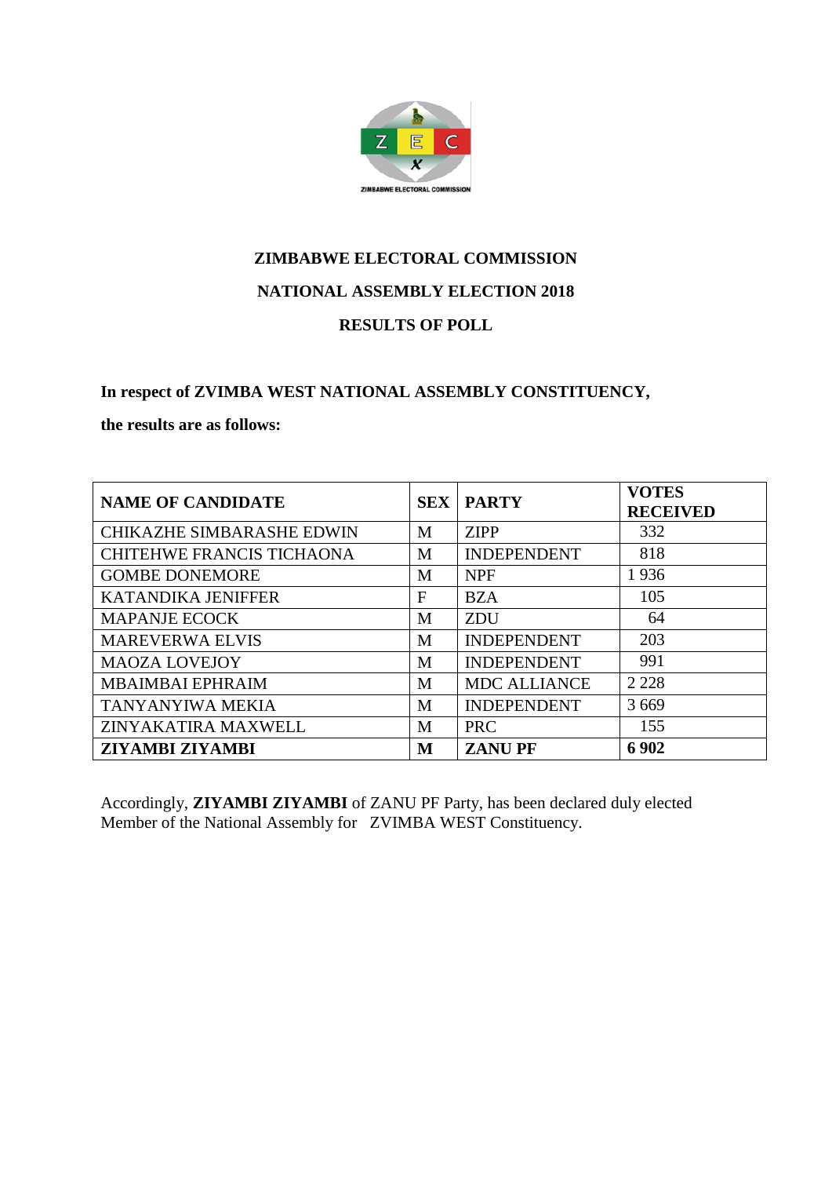**ZIMBABWE ELECTORAL COMMISSION**

**NATIONAL ASSEMBLY ELECTION 2018**

**RESULTS OF POLL**

**In respect of ZVIMBA WEST NATIONAL ASSEMBLY CONSTITUENCY,**

**the results are as follows:**

| NAME OF CANDIDATE | SEX | PARTY | VOTES RECEIVED |
|---|---|---|---|
| CHIKAZHE SIMBARASHE EDWIN | M | ZIPP | 332 |
| CHITEHWE FRANCIS TICHAONA | M | INDEPENDENT | 818 |
| GOMBE DONEMORE | M | NPF | 1 936 |
| KATANDIKA JENIFFER | F | BZA | 105 |
| MAPANJE ECOCK | M | ZDU | 64 |
| MAREVERWA ELVIS | M | INDEPENDENT | 203 |
| MAOZA LOVEJOY | M | INDEPENDENT | 991 |
| MBAIMBAI EPHRAIM | M | MDC ALLIANCE | 2 228 |
| TANYANYIWA MEKIA | M | INDEPENDENT | 3 669 |
| ZINYAKATIRA MAXWELL | M | PRC | 155 |
| **ZIYAMBI ZIYAMBI** | **M** | **ZANU PF** | **6 902** |

Accordingly, **ZIYAMBI ZIYAMBI** of ZANU PF Party, has been declared duly elected Member of the National Assembly for ZVIMBA WEST Constituency.